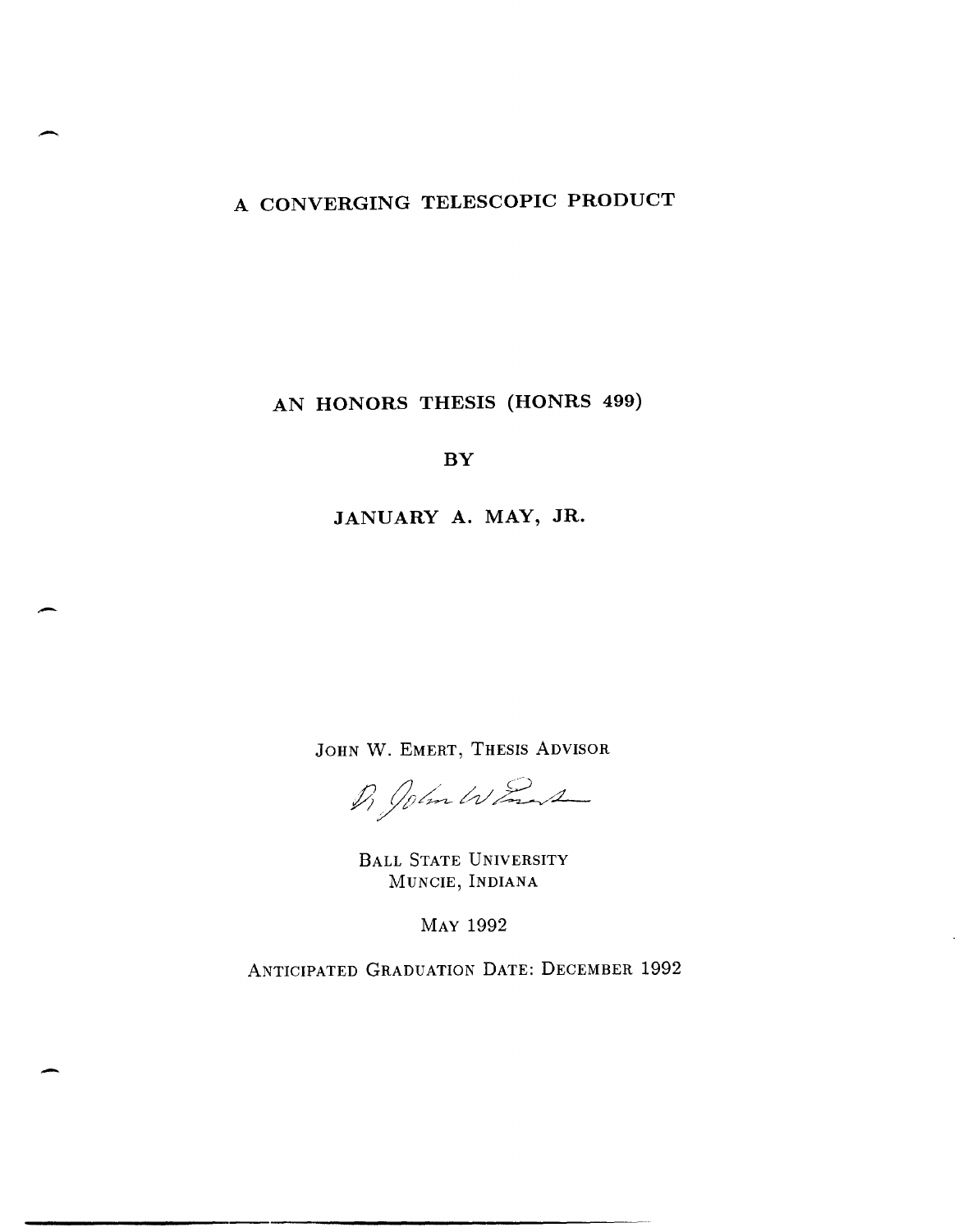# A CONVERGING TELESCOPIC PRODUCT

## AN HONORS THESIS (HONRS 499)

BY

JANUARY A. MAY, JR.

JOHN W. EMERT, THESIS ADVISOR

BALL STATE UNIVERSITY
MUNCIE, INDIANA

MAY 1992

ANTICIPATED GRADUATION DATE: DECEMBER 1992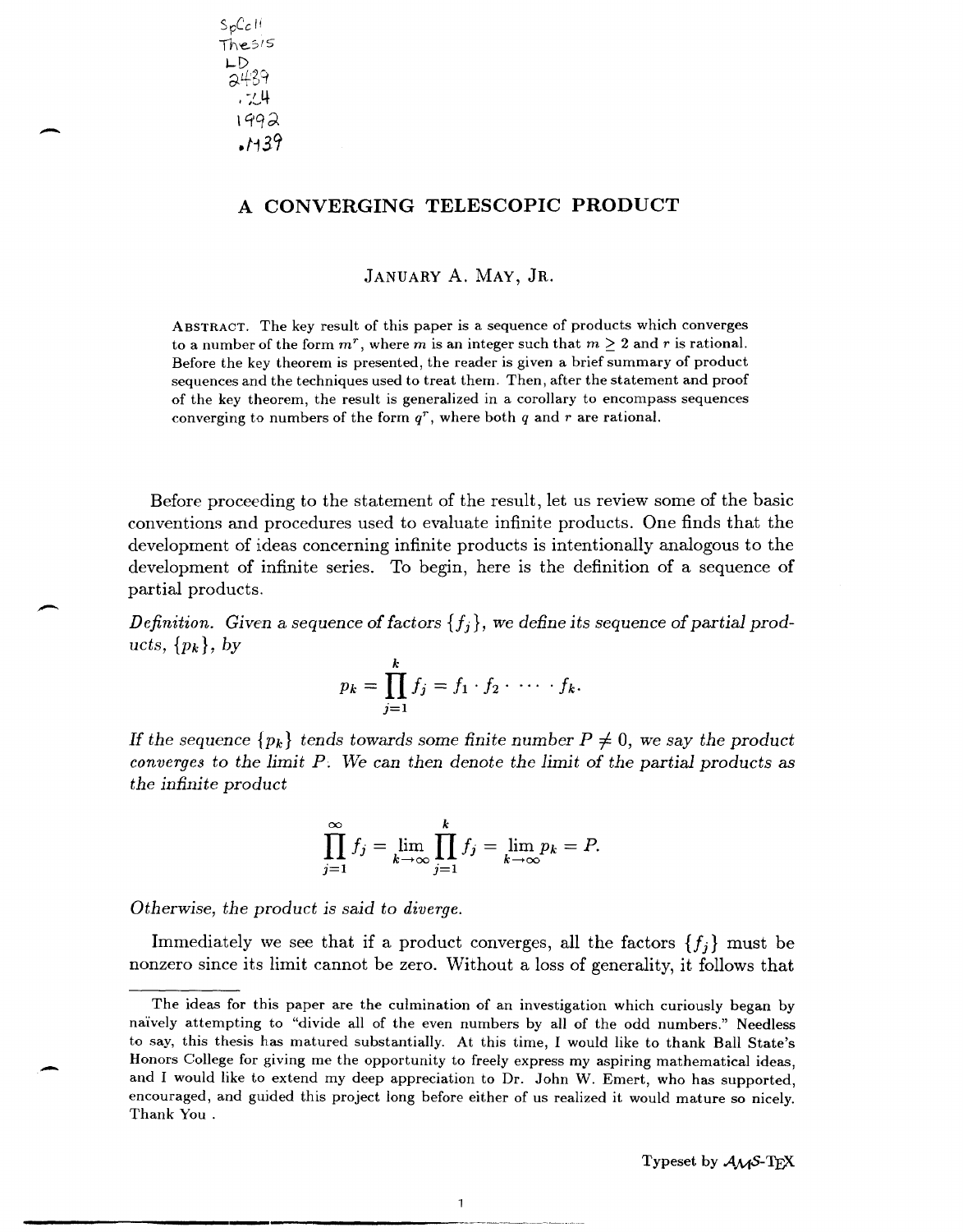SpColl Thesis LD 2489 .Z4 1992 .M39

# A CONVERGING TELESCOPIC PRODUCT

JANUARY A. MAY, JR.

ABSTRACT. The key result of this paper is a sequence of products which converges to a number of the form $m^r$, where $m$ is an integer such that $m \geq 2$ and $r$ is rational. Before the key theorem is presented, the reader is given a brief summary of product sequences and the techniques used to treat them. Then, after the statement and proof of the key theorem, the result is generalized in a corollary to encompass sequences converging to numbers of the form $q^r$, where both $q$ and $r$ are rational.

Before proceeding to the statement of the result, let us review some of the basic conventions and procedures used to evaluate infinite products. One finds that the development of ideas concerning infinite products is intentionally analogous to the development of infinite series. To begin, here is the definition of a sequence of partial products.

*Definition. Given a sequence of factors $\{f_j\}$, we define its sequence of partial products, $\{p_k\}$, by*

$$p_k = \prod_{j=1}^{k} f_j = f_1 \cdot f_2 \cdot \cdots \cdot f_k.$$

*If the sequence $\{p_k\}$ tends towards some finite number $P \neq 0$, we say the product converges to the limit $P$. We can then denote the limit of the partial products as the infinite product*

$$\prod_{j=1}^{\infty} f_j = \lim_{k \to \infty} \prod_{j=1}^{k} f_j = \lim_{k \to \infty} p_k = P.$$

*Otherwise, the product is said to diverge.*

Immediately we see that if a product converges, all the factors $\{f_j\}$ must be nonzero since its limit cannot be zero. Without a loss of generality, it follows that

The ideas for this paper are the culmination of an investigation which curiously began by naïvely attempting to "divide all of the even numbers by all of the odd numbers." Needless to say, this thesis has matured substantially. At this time, I would like to thank Ball State's Honors College for giving me the opportunity to freely express my aspiring mathematical ideas, and I would like to extend my deep appreciation to Dr. John W. Emert, who has supported, encouraged, and guided this project long before either of us realized it would mature so nicely. Thank You .

Typeset by $\mathcal{A}\mathcal{M}\mathcal{S}$-TEX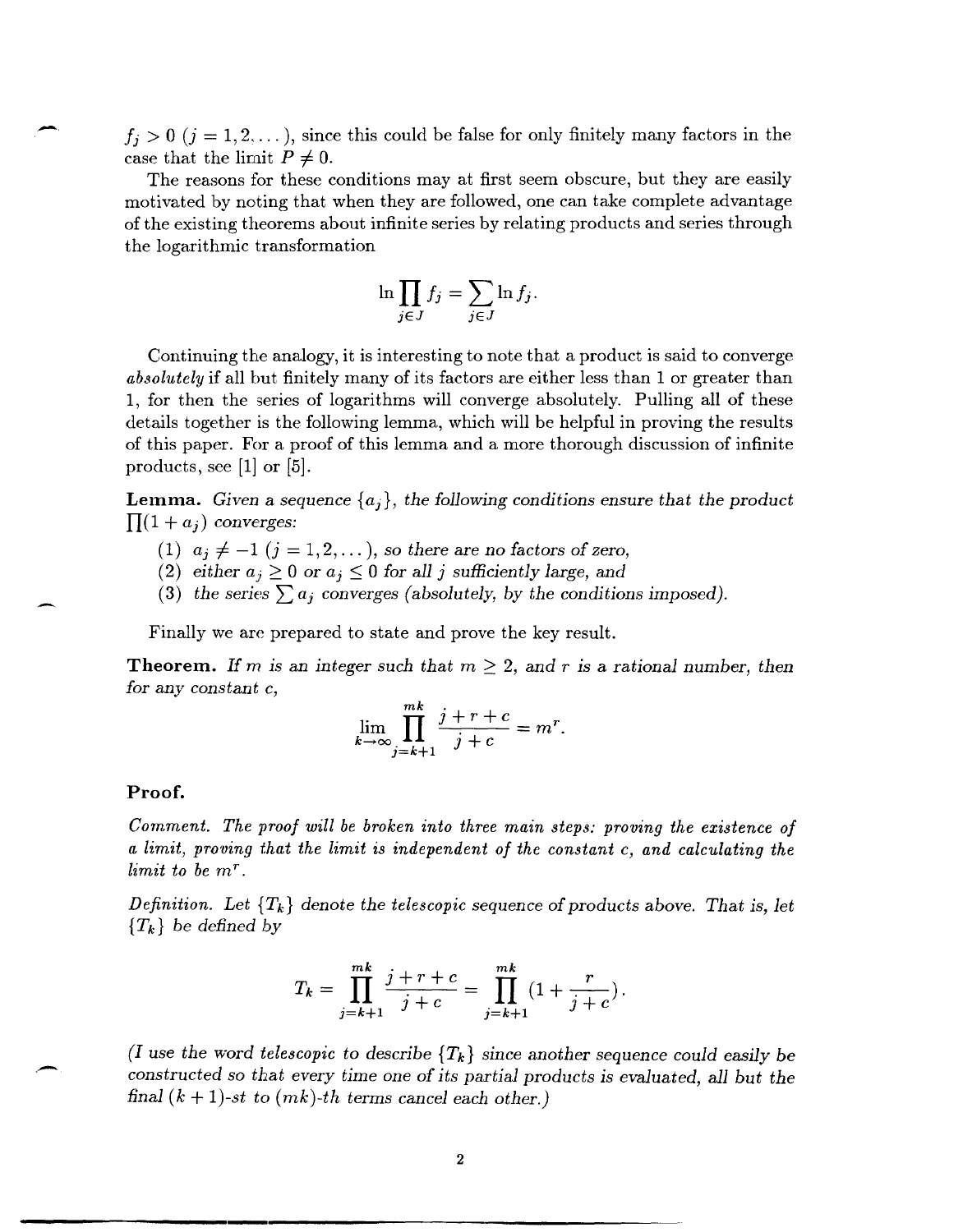$f_j > 0$ $(j = 1, 2, \dots)$, since this could be false for only finitely many factors in the case that the limit $P \neq 0$.

The reasons for these conditions may at first seem obscure, but they are easily motivated by noting that when they are followed, one can take complete advantage of the existing theorems about infinite series by relating products and series through the logarithmic transformation

$$\ln \prod_{j \in J} f_j = \sum_{j \in J} \ln f_j.$$

Continuing the analogy, it is interesting to note that a product is said to converge *absolutely* if all but finitely many of its factors are either less than 1 or greater than 1, for then the series of logarithms will converge absolutely. Pulling all of these details together is the following lemma, which will be helpful in proving the results of this paper. For a proof of this lemma and a more thorough discussion of infinite products, see [1] or [5].

**Lemma.** *Given a sequence $\{a_j\}$, the following conditions ensure that the product $\prod(1 + a_j)$ converges:*

1. *$a_j \neq -1$ $(j = 1, 2, \dots)$, so there are no factors of zero,*
2. *either $a_j \geq 0$ or $a_j \leq 0$ for all $j$ sufficiently large, and*
3. *the series $\sum a_j$ converges (absolutely, by the conditions imposed).*

Finally we are prepared to state and prove the key result.

**Theorem.** *If $m$ is an integer such that $m \geq 2$, and $r$ is a rational number, then for any constant $c$,*

$$\lim_{k \to \infty} \prod_{j=k+1}^{mk} \frac{j + r + c}{j + c} = m^r.$$

**Proof.**

*Comment. The proof will be broken into three main steps: proving the existence of a limit, proving that the limit is independent of the constant $c$, and calculating the limit to be $m^r$.*

*Definition. Let $\{T_k\}$ denote the telescopic sequence of products above. That is, let $\{T_k\}$ be defined by*

$$T_k = \prod_{j=k+1}^{mk} \frac{j + r + c}{j + c} = \prod_{j=k+1}^{mk} \left(1 + \frac{r}{j + c}\right).$$

*(I use the word telescopic to describe $\{T_k\}$ since another sequence could easily be constructed so that every time one of its partial products is evaluated, all but the final $(k + 1)$-st to $(mk)$-th terms cancel each other.)*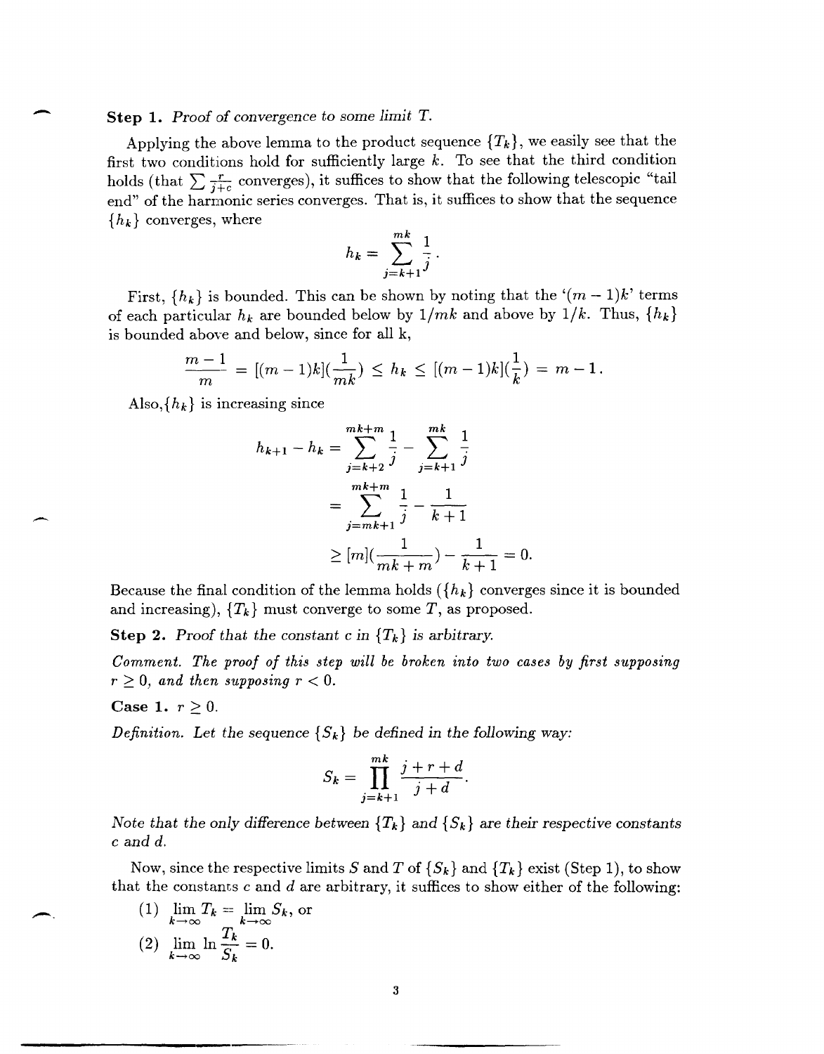**Step 1.** *Proof of convergence to some limit T.*

Applying the above lemma to the product sequence $\{T_k\}$, we easily see that the first two conditions hold for sufficiently large $k$. To see that the third condition holds (that $\sum \frac{r}{j+c}$ converges), it suffices to show that the following telescopic "tail end" of the harmonic series converges. That is, it suffices to show that the sequence $\{h_k\}$ converges, where

$$h_k = \sum_{j=k+1}^{mk} \frac{1}{j}.$$

First, $\{h_k\}$ is bounded. This can be shown by noting that the '$(m-1)k$' terms of each particular $h_k$ are bounded below by $1/mk$ and above by $1/k$. Thus, $\{h_k\}$ is bounded above and below, since for all k,

$$\frac{m-1}{m} = [(m-1)k](\frac{1}{mk}) \leq h_k \leq [(m-1)k](\frac{1}{k}) = m-1.$$

Also, $\{h_k\}$ is increasing since

$$\begin{aligned}
h_{k+1} - h_k &= \sum_{j=k+2}^{mk+m} \frac{1}{j} - \sum_{j=k+1}^{mk} \frac{1}{j} \\
&= \sum_{j=mk+1}^{mk+m} \frac{1}{j} - \frac{1}{k+1} \\
&\geq [m](\frac{1}{mk+m}) - \frac{1}{k+1} = 0.
\end{aligned}$$

Because the final condition of the lemma holds ($\{h_k\}$ converges since it is bounded and increasing), $\{T_k\}$ must converge to some $T$, as proposed.

**Step 2.** *Proof that the constant c in $\{T_k\}$ is arbitrary.*

*Comment. The proof of this step will be broken into two cases by first supposing $r \geq 0$, and then supposing $r < 0$.*

**Case 1.** $r \geq 0$.

*Definition. Let the sequence $\{S_k\}$ be defined in the following way:*

$$S_k = \prod_{j=k+1}^{mk} \frac{j+r+d}{j+d}.$$

*Note that the only difference between $\{T_k\}$ and $\{S_k\}$ are their respective constants c and d.*

Now, since the respective limits $S$ and $T$ of $\{S_k\}$ and $\{T_k\}$ exist (Step 1), to show that the constants $c$ and $d$ are arbitrary, it suffices to show either of the following:

(1) $\lim_{k\to\infty} T_k = \lim_{k\to\infty} S_k$, or

(2) $\lim_{k\to\infty} \ln \frac{T_k}{S_k} = 0$.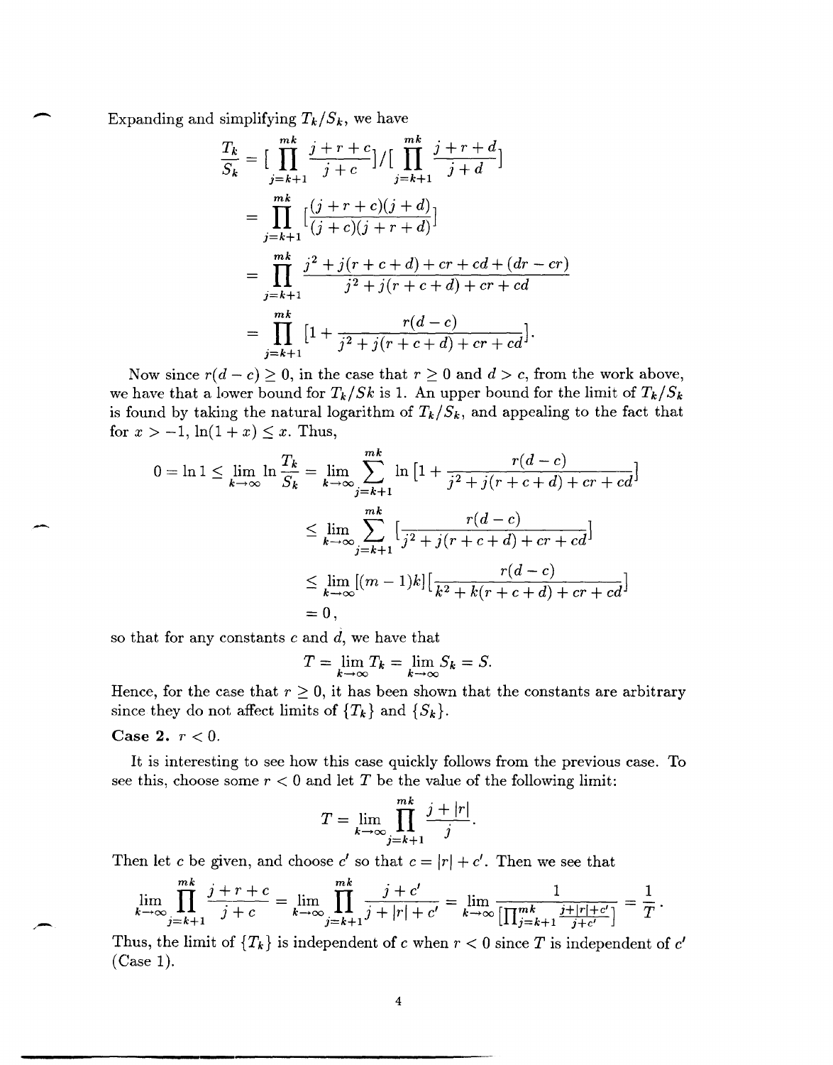Expanding and simplifying $T_k/S_k$, we have

$$
\begin{aligned}
\frac{T_k}{S_k} &= [\prod_{j=k+1}^{mk} \frac{j+r+c}{j+c}]/[\prod_{j=k+1}^{mk} \frac{j+r+d}{j+d}] \\
&= \prod_{j=k+1}^{mk} [\frac{(j+r+c)(j+d)}{(j+c)(j+r+d)}] \\
&= \prod_{j=k+1}^{mk} \frac{j^2 + j(r+c+d) + cr + cd + (dr - cr)}{j^2 + j(r+c+d) + cr + cd} \\
&= \prod_{j=k+1}^{mk} [1 + \frac{r(d-c)}{j^2 + j(r+c+d) + cr + cd}].
\end{aligned}
$$

Now since $r(d-c) \geq 0$, in the case that $r \geq 0$ and $d > c$, from the work above, we have that a lower bound for $T_k/Sk$ is 1. An upper bound for the limit of $T_k/S_k$ is found by taking the natural logarithm of $T_k/S_k$, and appealing to the fact that for $x > -1$, $\ln(1+x) \leq x$. Thus,

$$
\begin{aligned}
0 = \ln 1 \leq \lim_{k\to\infty} \ln \frac{T_k}{S_k} &= \lim_{k\to\infty} \sum_{j=k+1}^{mk} \ln [1 + \frac{r(d-c)}{j^2 + j(r+c+d) + cr + cd}] \\
&\leq \lim_{k\to\infty} \sum_{j=k+1}^{mk} [\frac{r(d-c)}{j^2 + j(r+c+d) + cr + cd}] \\
&\leq \lim_{k\to\infty} [(m-1)k][\frac{r(d-c)}{k^2 + k(r+c+d) + cr + cd}] \\
&= 0,
\end{aligned}
$$

so that for any constants $c$ and $d$, we have that

$$
T = \lim_{k\to\infty} T_k = \lim_{k\to\infty} S_k = S.
$$

Hence, for the case that $r \geq 0$, it has been shown that the constants are arbitrary since they do not affect limits of $\{T_k\}$ and $\{S_k\}$.

**Case 2.** $r < 0$.

It is interesting to see how this case quickly follows from the previous case. To see this, choose some $r < 0$ and let $T$ be the value of the following limit:

$$
T = \lim_{k\to\infty} \prod_{j=k+1}^{mk} \frac{j + |r|}{j}.
$$

Then let $c$ be given, and choose $c'$ so that $c = |r| + c'$. Then we see that

$$
\lim_{k\to\infty} \prod_{j=k+1}^{mk} \frac{j+r+c}{j+c} = \lim_{k\to\infty} \prod_{j=k+1}^{mk} \frac{j+c'}{j+|r|+c'} = \lim_{k\to\infty} \frac{1}{[\prod_{j=k+1}^{mk} \frac{j+|r|+c'}{j+c'}]} = \frac{1}{T}.
$$

Thus, the limit of $\{T_k\}$ is independent of $c$ when $r < 0$ since $T$ is independent of $c'$ (Case 1).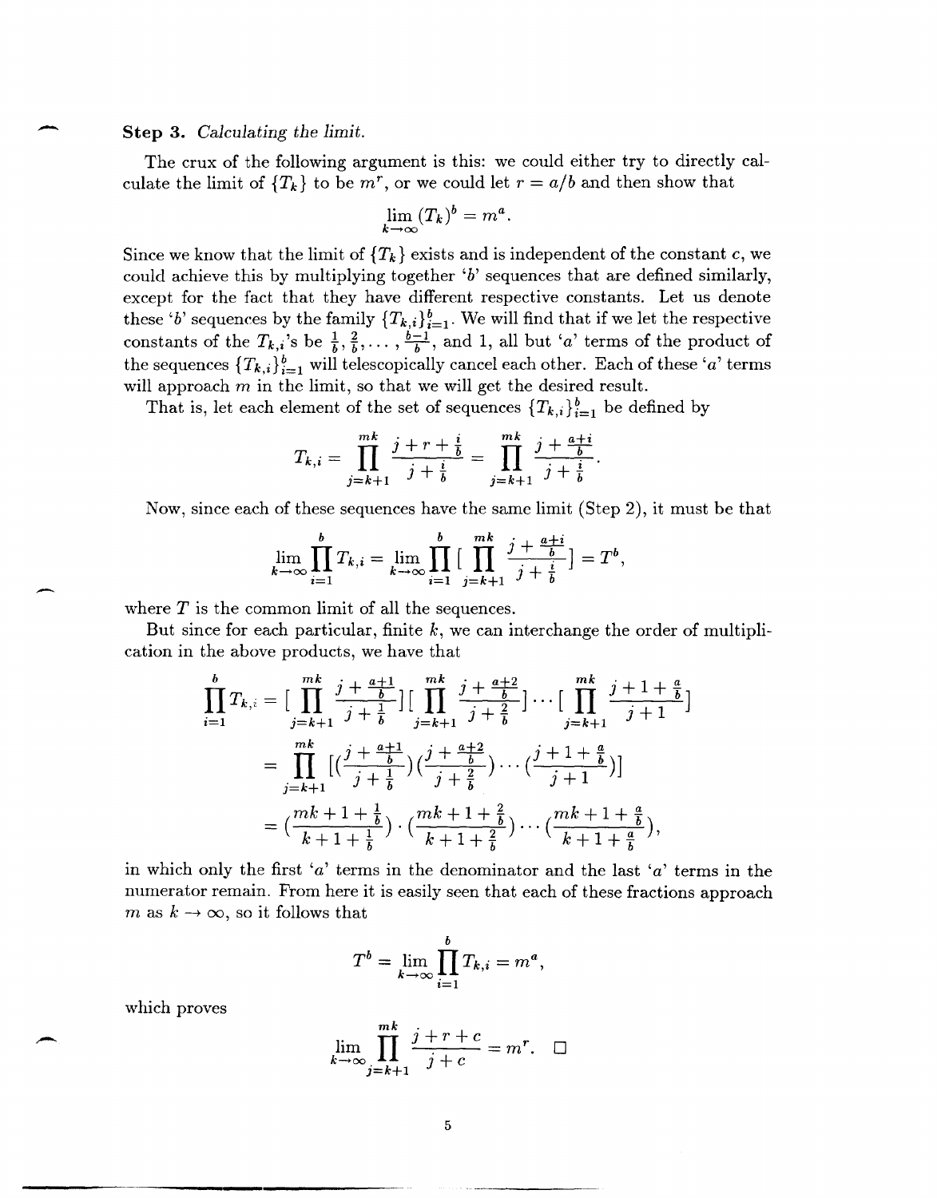**Step 3.** *Calculating the limit.*

The crux of the following argument is this: we could either try to directly calculate the limit of $\{T_k\}$ to be $m^r$, or we could let $r = a/b$ and then show that

$$\lim_{k\to\infty} (T_k)^b = m^a.$$

Since we know that the limit of $\{T_k\}$ exists and is independent of the constant $c$, we could achieve this by multiplying together '$b$' sequences that are defined similarly, except for the fact that they have different respective constants. Let us denote these '$b$' sequences by the family $\{T_{k,i}\}_{i=1}^{b}$. We will find that if we let the respective constants of the $T_{k,i}$'s be $\frac{1}{b}, \frac{2}{b}, \ldots, \frac{b-1}{b}$, and 1, all but '$a$' terms of the product of the sequences $\{T_{k,i}\}_{i=1}^{b}$ will telescopically cancel each other. Each of these '$a$' terms will approach $m$ in the limit, so that we will get the desired result.

That is, let each element of the set of sequences $\{T_{k,i}\}_{i=1}^{b}$ be defined by

$$T_{k,i} = \prod_{j=k+1}^{mk} \frac{j + r + \frac{i}{b}}{j + \frac{i}{b}} = \prod_{j=k+1}^{mk} \frac{j + \frac{a+i}{b}}{j + \frac{i}{b}}.$$

Now, since each of these sequences have the same limit (Step 2), it must be that

$$\lim_{k\to\infty} \prod_{i=1}^{b} T_{k,i} = \lim_{k\to\infty} \prod_{i=1}^{b} \Big[ \prod_{j=k+1}^{mk} \frac{j + \frac{a+i}{b}}{j + \frac{i}{b}} \Big] = T^b,$$

where $T$ is the common limit of all the sequences.

But since for each particular, finite $k$, we can interchange the order of multiplication in the above products, we have that

$$\begin{aligned}
\prod_{i=1}^{b} T_{k,i} &= \Big[ \prod_{j=k+1}^{mk} \frac{j + \frac{a+1}{b}}{j + \frac{1}{b}} \Big] \Big[ \prod_{j=k+1}^{mk} \frac{j + \frac{a+2}{b}}{j + \frac{2}{b}} \Big] \cdots \Big[ \prod_{j=k+1}^{mk} \frac{j + 1 + \frac{a}{b}}{j + 1} \Big] \\
&= \prod_{j=k+1}^{mk} \Big[ \Big(\frac{j + \frac{a+1}{b}}{j + \frac{1}{b}}\Big) \Big(\frac{j + \frac{a+2}{b}}{j + \frac{2}{b}}\Big) \cdots \Big(\frac{j + 1 + \frac{a}{b}}{j + 1}\Big) \Big] \\
&= \Big(\frac{mk + 1 + \frac{1}{b}}{k + 1 + \frac{1}{b}}\Big) \cdot \Big(\frac{mk + 1 + \frac{2}{b}}{k + 1 + \frac{2}{b}}\Big) \cdots \Big(\frac{mk + 1 + \frac{a}{b}}{k + 1 + \frac{a}{b}}\Big),
\end{aligned}$$

in which only the first '$a$' terms in the denominator and the last '$a$' terms in the numerator remain. From here it is easily seen that each of these fractions approach $m$ as $k \to \infty$, so it follows that

$$T^b = \lim_{k\to\infty} \prod_{i=1}^{b} T_{k,i} = m^a,$$

which proves

$$\lim_{k\to\infty} \prod_{j=k+1}^{mk} \frac{j + r + c}{j + c} = m^r. \quad \square$$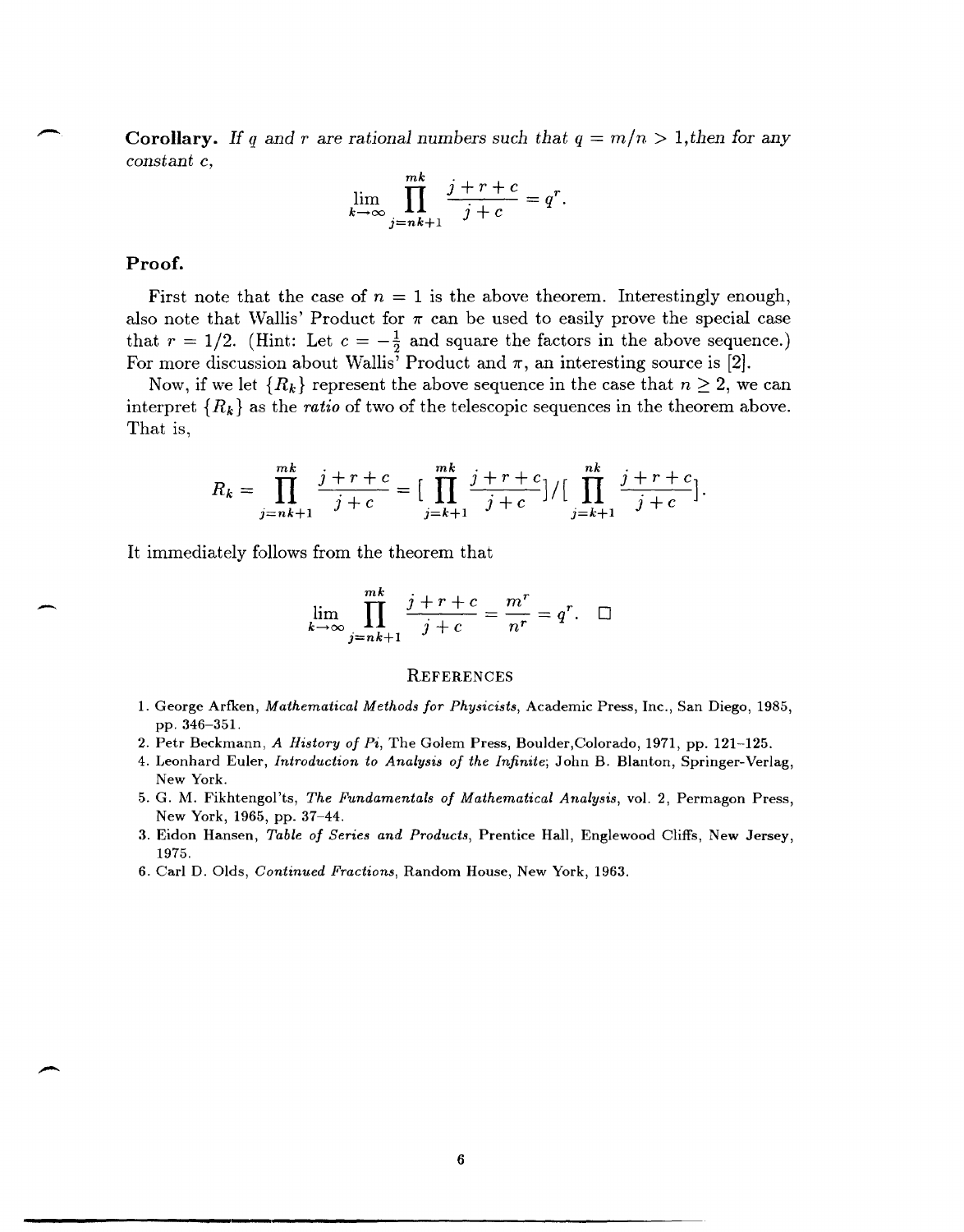**Corollary.** *If $q$ and $r$ are rational numbers such that $q = m/n > 1$, then for any constant $c$,*

$$\lim_{k\to\infty} \prod_{j=nk+1}^{mk} \frac{j+r+c}{j+c} = q^r.$$

**Proof.**

First note that the case of $n = 1$ is the above theorem. Interestingly enough, also note that Wallis' Product for $\pi$ can be used to easily prove the special case that $r = 1/2$. (Hint: Let $c = -\frac{1}{2}$ and square the factors in the above sequence.) For more discussion about Wallis' Product and $\pi$, an interesting source is [2].

Now, if we let $\{R_k\}$ represent the above sequence in the case that $n \geq 2$, we can interpret $\{R_k\}$ as the *ratio* of two of the telescopic sequences in the theorem above. That is,

$$R_k = \prod_{j=nk+1}^{mk} \frac{j+r+c}{j+c} = [\prod_{j=k+1}^{mk} \frac{j+r+c}{j+c}]/[\prod_{j=k+1}^{nk} \frac{j+r+c}{j+c}].$$

It immediately follows from the theorem that

$$\lim_{k\to\infty} \prod_{j=nk+1}^{mk} \frac{j+r+c}{j+c} = \frac{m^r}{n^r} = q^r. \quad \square$$

## References

1. George Arfken, *Mathematical Methods for Physicists*, Academic Press, Inc., San Diego, 1985, pp. 346–351.
2. Petr Beckmann, *A History of Pi*, The Golem Press, Boulder,Colorado, 1971, pp. 121–125.
4. Leonhard Euler, *Introduction to Analysis of the Infinite*; John B. Blanton, Springer-Verlag, New York.
5. G. M. Fikhtengol'ts, *The Fundamentals of Mathematical Analysis*, vol. 2, Permagon Press, New York, 1965, pp. 37–44.
3. Eidon Hansen, *Table of Series and Products*, Prentice Hall, Englewood Cliffs, New Jersey, 1975.
6. Carl D. Olds, *Continued Fractions*, Random House, New York, 1963.